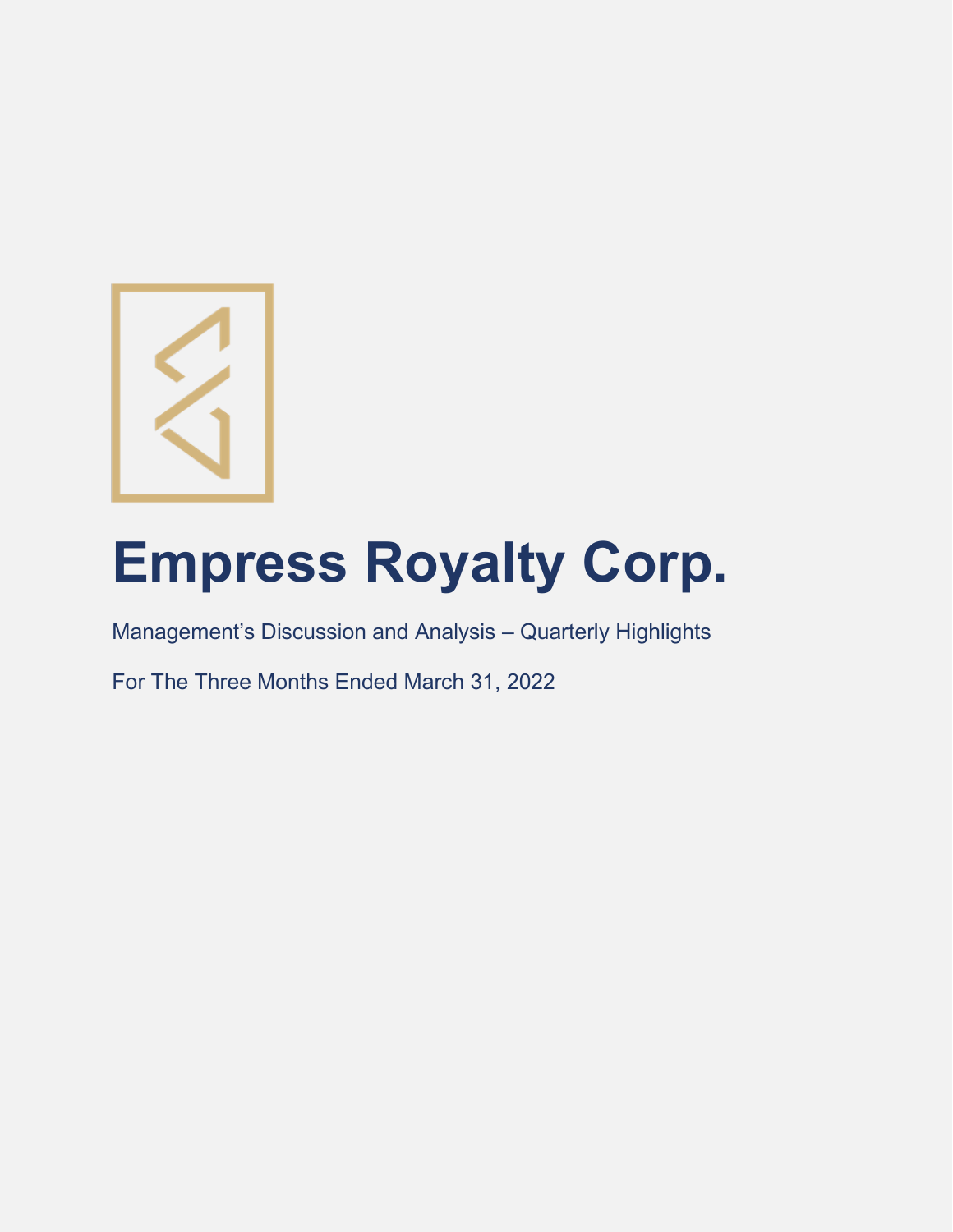# Empress Royalty Corp.

Management's Discussion and Analysis – Quarterly Highlights

For The Three Months Ended March 31, 2022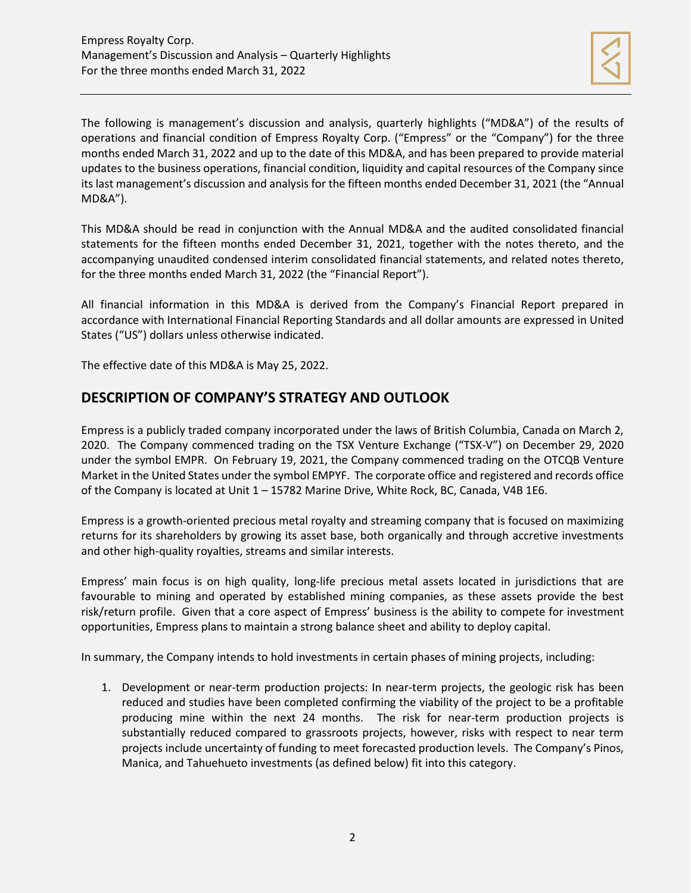The following is management's discussion and analysis, quarterly highlights ("MD&A") of the results of operations and financial condition of Empress Royalty Corp. ("Empress" or the "Company") for the three months ended March 31, 2022 and up to the date of this MD&A, and has been prepared to provide material updates to the business operations, financial condition, liquidity and capital resources of the Company since its last management's discussion and analysis for the fifteen months ended December 31, 2021 (the "Annual MD&A").

This MD&A should be read in conjunction with the Annual MD&A and the audited consolidated financial statements for the fifteen months ended December 31, 2021, together with the notes thereto, and the accompanying unaudited condensed interim consolidated financial statements, and related notes thereto, for the three months ended March 31, 2022 (the "Financial Report").

All financial information in this MD&A is derived from the Company's Financial Report prepared in accordance with International Financial Reporting Standards and all dollar amounts are expressed in United States ("US") dollars unless otherwise indicated.

The effective date of this MD&A is May 25, 2022.

## DESCRIPTION OF COMPANY'S STRATEGY AND OUTLOOK

Empress is a publicly traded company incorporated under the laws of British Columbia, Canada on March 2, 2020. The Company commenced trading on the TSX Venture Exchange ("TSX-V") on December 29, 2020 under the symbol EMPR. On February 19, 2021, the Company commenced trading on the OTCQB Venture Market in the United States under the symbol EMPYF. The corporate office and registered and records office of the Company is located at Unit 1 – 15782 Marine Drive, White Rock, BC, Canada, V4B 1E6.

Empress is a growth-oriented precious metal royalty and streaming company that is focused on maximizing returns for its shareholders by growing its asset base, both organically and through accretive investments and other high-quality royalties, streams and similar interests.

Empress' main focus is on high quality, long-life precious metal assets located in jurisdictions that are favourable to mining and operated by established mining companies, as these assets provide the best risk/return profile. Given that a core aspect of Empress' business is the ability to compete for investment opportunities, Empress plans to maintain a strong balance sheet and ability to deploy capital.

In summary, the Company intends to hold investments in certain phases of mining projects, including:

1. Development or near-term production projects: In near-term projects, the geologic risk has been reduced and studies have been completed confirming the viability of the project to be a profitable producing mine within the next 24 months. The risk for near-term production projects is substantially reduced compared to grassroots projects, however, risks with respect to near term projects include uncertainty of funding to meet forecasted production levels. The Company's Pinos, Manica, and Tahuehueto investments (as defined below) fit into this category.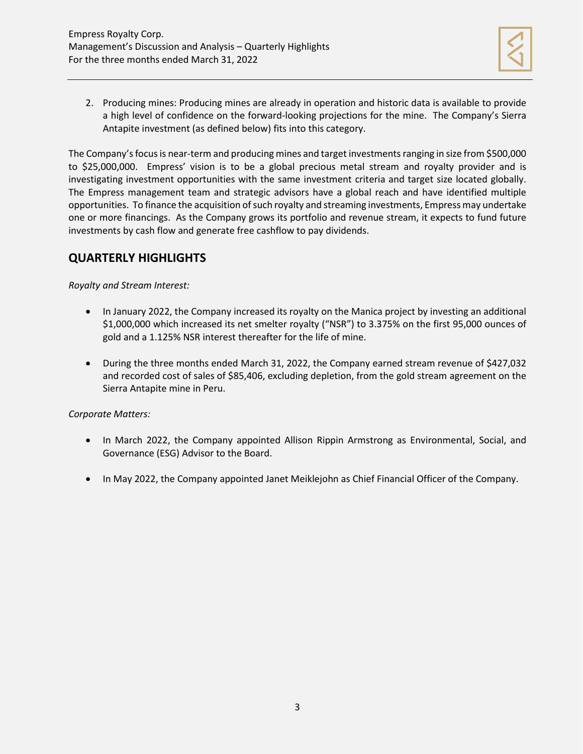2. Producing mines: Producing mines are already in operation and historic data is available to provide a high level of confidence on the forward-looking projections for the mine. The Company's Sierra Antapite investment (as defined below) fits into this category.

The Company's focus is near-term and producing mines and target investments ranging in size from $500,000 to $25,000,000. Empress' vision is to be a global precious metal stream and royalty provider and is investigating investment opportunities with the same investment criteria and target size located globally. The Empress management team and strategic advisors have a global reach and have identified multiple opportunities. To finance the acquisition of such royalty and streaming investments, Empress may undertake one or more financings. As the Company grows its portfolio and revenue stream, it expects to fund future investments by cash flow and generate free cashflow to pay dividends.

## QUARTERLY HIGHLIGHTS

*Royalty and Stream Interest:*

- In January 2022, the Company increased its royalty on the Manica project by investing an additional $1,000,000 which increased its net smelter royalty ("NSR") to 3.375% on the first 95,000 ounces of gold and a 1.125% NSR interest thereafter for the life of mine.
- During the three months ended March 31, 2022, the Company earned stream revenue of $427,032 and recorded cost of sales of $85,406, excluding depletion, from the gold stream agreement on the Sierra Antapite mine in Peru.

*Corporate Matters:*

- In March 2022, the Company appointed Allison Rippin Armstrong as Environmental, Social, and Governance (ESG) Advisor to the Board.
- In May 2022, the Company appointed Janet Meiklejohn as Chief Financial Officer of the Company.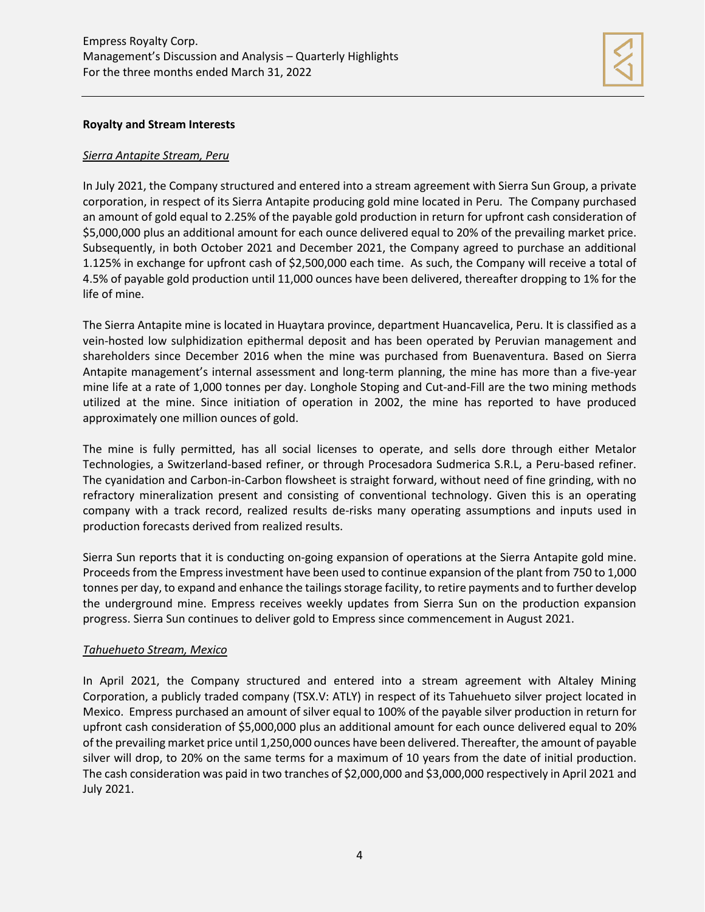**Royalty and Stream Interests**

*Sierra Antapite Stream, Peru*

In July 2021, the Company structured and entered into a stream agreement with Sierra Sun Group, a private corporation, in respect of its Sierra Antapite producing gold mine located in Peru. The Company purchased an amount of gold equal to 2.25% of the payable gold production in return for upfront cash consideration of \$5,000,000 plus an additional amount for each ounce delivered equal to 20% of the prevailing market price. Subsequently, in both October 2021 and December 2021, the Company agreed to purchase an additional 1.125% in exchange for upfront cash of \$2,500,000 each time. As such, the Company will receive a total of 4.5% of payable gold production until 11,000 ounces have been delivered, thereafter dropping to 1% for the life of mine.

The Sierra Antapite mine is located in Huaytara province, department Huancavelica, Peru. It is classified as a vein-hosted low sulphidization epithermal deposit and has been operated by Peruvian management and shareholders since December 2016 when the mine was purchased from Buenaventura. Based on Sierra Antapite management's internal assessment and long-term planning, the mine has more than a five-year mine life at a rate of 1,000 tonnes per day. Longhole Stoping and Cut-and-Fill are the two mining methods utilized at the mine. Since initiation of operation in 2002, the mine has reported to have produced approximately one million ounces of gold.

The mine is fully permitted, has all social licenses to operate, and sells dore through either Metalor Technologies, a Switzerland-based refiner, or through Procesadora Sudmerica S.R.L, a Peru-based refiner. The cyanidation and Carbon-in-Carbon flowsheet is straight forward, without need of fine grinding, with no refractory mineralization present and consisting of conventional technology. Given this is an operating company with a track record, realized results de-risks many operating assumptions and inputs used in production forecasts derived from realized results.

Sierra Sun reports that it is conducting on-going expansion of operations at the Sierra Antapite gold mine. Proceeds from the Empress investment have been used to continue expansion of the plant from 750 to 1,000 tonnes per day, to expand and enhance the tailings storage facility, to retire payments and to further develop the underground mine. Empress receives weekly updates from Sierra Sun on the production expansion progress. Sierra Sun continues to deliver gold to Empress since commencement in August 2021.

*Tahuehueto Stream, Mexico*

In April 2021, the Company structured and entered into a stream agreement with Altaley Mining Corporation, a publicly traded company (TSX.V: ATLY) in respect of its Tahuehueto silver project located in Mexico. Empress purchased an amount of silver equal to 100% of the payable silver production in return for upfront cash consideration of \$5,000,000 plus an additional amount for each ounce delivered equal to 20% of the prevailing market price until 1,250,000 ounces have been delivered. Thereafter, the amount of payable silver will drop, to 20% on the same terms for a maximum of 10 years from the date of initial production. The cash consideration was paid in two tranches of \$2,000,000 and \$3,000,000 respectively in April 2021 and July 2021.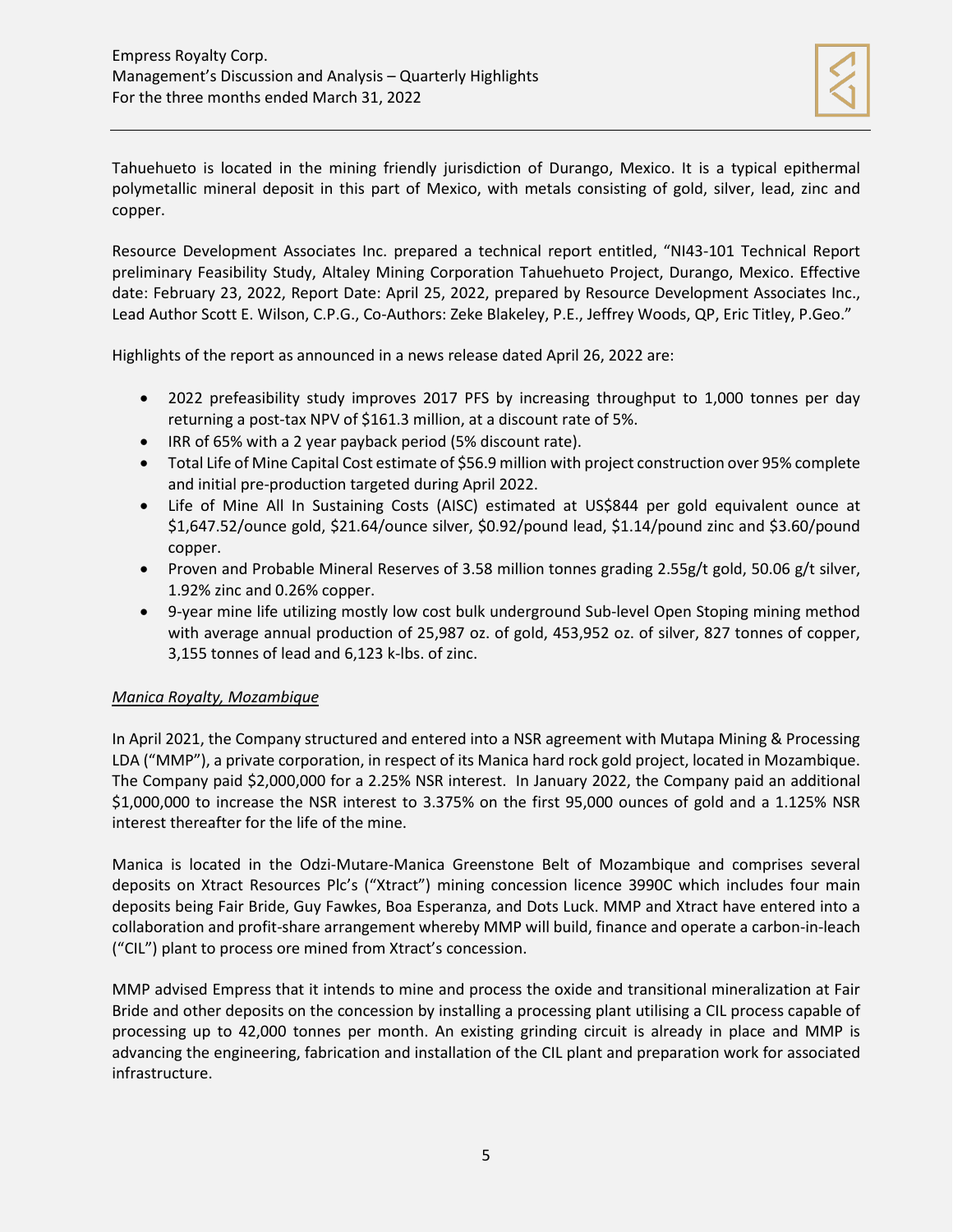Tahuehueto is located in the mining friendly jurisdiction of Durango, Mexico. It is a typical epithermal polymetallic mineral deposit in this part of Mexico, with metals consisting of gold, silver, lead, zinc and copper.

Resource Development Associates Inc. prepared a technical report entitled, "NI43-101 Technical Report preliminary Feasibility Study, Altaley Mining Corporation Tahuehueto Project, Durango, Mexico. Effective date: February 23, 2022, Report Date: April 25, 2022, prepared by Resource Development Associates Inc., Lead Author Scott E. Wilson, C.P.G., Co-Authors: Zeke Blakeley, P.E., Jeffrey Woods, QP, Eric Titley, P.Geo."

Highlights of the report as announced in a news release dated April 26, 2022 are:

- 2022 prefeasibility study improves 2017 PFS by increasing throughput to 1,000 tonnes per day returning a post-tax NPV of $161.3 million, at a discount rate of 5%.
- IRR of 65% with a 2 year payback period (5% discount rate).
- Total Life of Mine Capital Cost estimate of $56.9 million with project construction over 95% complete and initial pre-production targeted during April 2022.
- Life of Mine All In Sustaining Costs (AISC) estimated at US$844 per gold equivalent ounce at $1,647.52/ounce gold, $21.64/ounce silver, $0.92/pound lead, $1.14/pound zinc and $3.60/pound copper.
- Proven and Probable Mineral Reserves of 3.58 million tonnes grading 2.55g/t gold, 50.06 g/t silver, 1.92% zinc and 0.26% copper.
- 9-year mine life utilizing mostly low cost bulk underground Sub-level Open Stoping mining method with average annual production of 25,987 oz. of gold, 453,952 oz. of silver, 827 tonnes of copper, 3,155 tonnes of lead and 6,123 k-lbs. of zinc.

***Manica Royalty, Mozambique***

In April 2021, the Company structured and entered into a NSR agreement with Mutapa Mining & Processing LDA ("MMP"), a private corporation, in respect of its Manica hard rock gold project, located in Mozambique. The Company paid $2,000,000 for a 2.25% NSR interest. In January 2022, the Company paid an additional $1,000,000 to increase the NSR interest to 3.375% on the first 95,000 ounces of gold and a 1.125% NSR interest thereafter for the life of the mine.

Manica is located in the Odzi-Mutare-Manica Greenstone Belt of Mozambique and comprises several deposits on Xtract Resources Plc's ("Xtract") mining concession licence 3990C which includes four main deposits being Fair Bride, Guy Fawkes, Boa Esperanza, and Dots Luck. MMP and Xtract have entered into a collaboration and profit-share arrangement whereby MMP will build, finance and operate a carbon-in-leach ("CIL") plant to process ore mined from Xtract's concession.

MMP advised Empress that it intends to mine and process the oxide and transitional mineralization at Fair Bride and other deposits on the concession by installing a processing plant utilising a CIL process capable of processing up to 42,000 tonnes per month. An existing grinding circuit is already in place and MMP is advancing the engineering, fabrication and installation of the CIL plant and preparation work for associated infrastructure.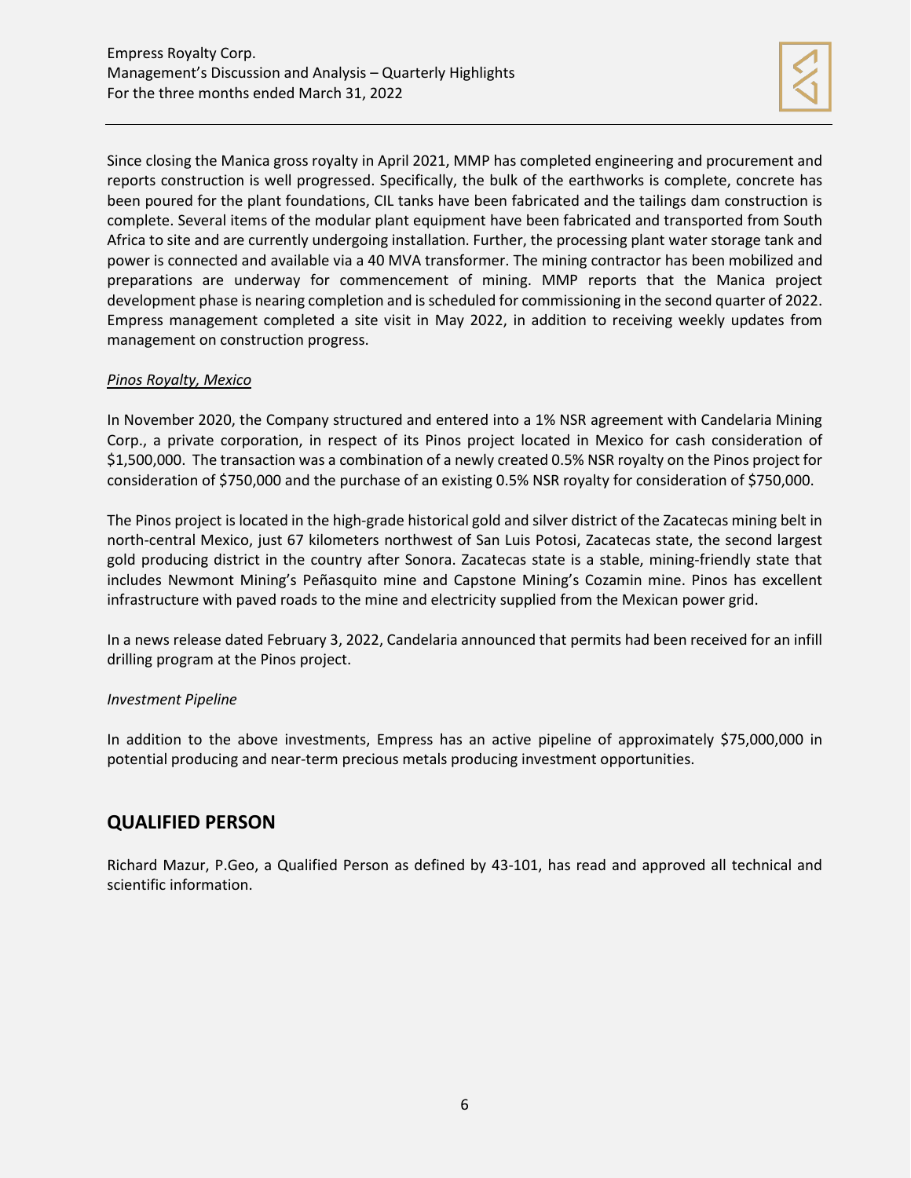Since closing the Manica gross royalty in April 2021, MMP has completed engineering and procurement and reports construction is well progressed. Specifically, the bulk of the earthworks is complete, concrete has been poured for the plant foundations, CIL tanks have been fabricated and the tailings dam construction is complete. Several items of the modular plant equipment have been fabricated and transported from South Africa to site and are currently undergoing installation. Further, the processing plant water storage tank and power is connected and available via a 40 MVA transformer. The mining contractor has been mobilized and preparations are underway for commencement of mining. MMP reports that the Manica project development phase is nearing completion and is scheduled for commissioning in the second quarter of 2022. Empress management completed a site visit in May 2022, in addition to receiving weekly updates from management on construction progress.

*Pinos Royalty, Mexico*

In November 2020, the Company structured and entered into a 1% NSR agreement with Candelaria Mining Corp., a private corporation, in respect of its Pinos project located in Mexico for cash consideration of $1,500,000. The transaction was a combination of a newly created 0.5% NSR royalty on the Pinos project for consideration of $750,000 and the purchase of an existing 0.5% NSR royalty for consideration of $750,000.

The Pinos project is located in the high-grade historical gold and silver district of the Zacatecas mining belt in north-central Mexico, just 67 kilometers northwest of San Luis Potosi, Zacatecas state, the second largest gold producing district in the country after Sonora. Zacatecas state is a stable, mining-friendly state that includes Newmont Mining's Peñasquito mine and Capstone Mining's Cozamin mine. Pinos has excellent infrastructure with paved roads to the mine and electricity supplied from the Mexican power grid.

In a news release dated February 3, 2022, Candelaria announced that permits had been received for an infill drilling program at the Pinos project.

*Investment Pipeline*

In addition to the above investments, Empress has an active pipeline of approximately $75,000,000 in potential producing and near-term precious metals producing investment opportunities.

## QUALIFIED PERSON

Richard Mazur, P.Geo, a Qualified Person as defined by 43-101, has read and approved all technical and scientific information.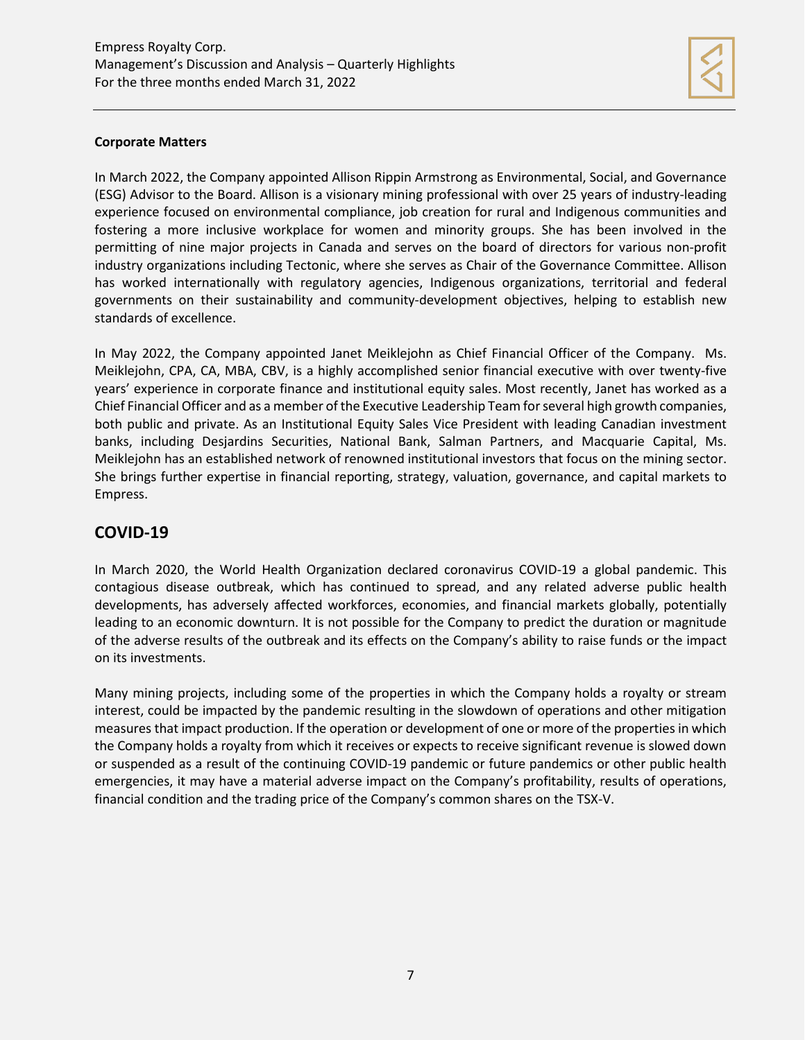**Corporate Matters**

In March 2022, the Company appointed Allison Rippin Armstrong as Environmental, Social, and Governance (ESG) Advisor to the Board. Allison is a visionary mining professional with over 25 years of industry-leading experience focused on environmental compliance, job creation for rural and Indigenous communities and fostering a more inclusive workplace for women and minority groups. She has been involved in the permitting of nine major projects in Canada and serves on the board of directors for various non-profit industry organizations including Tectonic, where she serves as Chair of the Governance Committee. Allison has worked internationally with regulatory agencies, Indigenous organizations, territorial and federal governments on their sustainability and community-development objectives, helping to establish new standards of excellence.

In May 2022, the Company appointed Janet Meiklejohn as Chief Financial Officer of the Company. Ms. Meiklejohn, CPA, CA, MBA, CBV, is a highly accomplished senior financial executive with over twenty-five years' experience in corporate finance and institutional equity sales. Most recently, Janet has worked as a Chief Financial Officer and as a member of the Executive Leadership Team for several high growth companies, both public and private. As an Institutional Equity Sales Vice President with leading Canadian investment banks, including Desjardins Securities, National Bank, Salman Partners, and Macquarie Capital, Ms. Meiklejohn has an established network of renowned institutional investors that focus on the mining sector. She brings further expertise in financial reporting, strategy, valuation, governance, and capital markets to Empress.

## COVID-19

In March 2020, the World Health Organization declared coronavirus COVID-19 a global pandemic. This contagious disease outbreak, which has continued to spread, and any related adverse public health developments, has adversely affected workforces, economies, and financial markets globally, potentially leading to an economic downturn. It is not possible for the Company to predict the duration or magnitude of the adverse results of the outbreak and its effects on the Company's ability to raise funds or the impact on its investments.

Many mining projects, including some of the properties in which the Company holds a royalty or stream interest, could be impacted by the pandemic resulting in the slowdown of operations and other mitigation measures that impact production. If the operation or development of one or more of the properties in which the Company holds a royalty from which it receives or expects to receive significant revenue is slowed down or suspended as a result of the continuing COVID-19 pandemic or future pandemics or other public health emergencies, it may have a material adverse impact on the Company's profitability, results of operations, financial condition and the trading price of the Company's common shares on the TSX-V.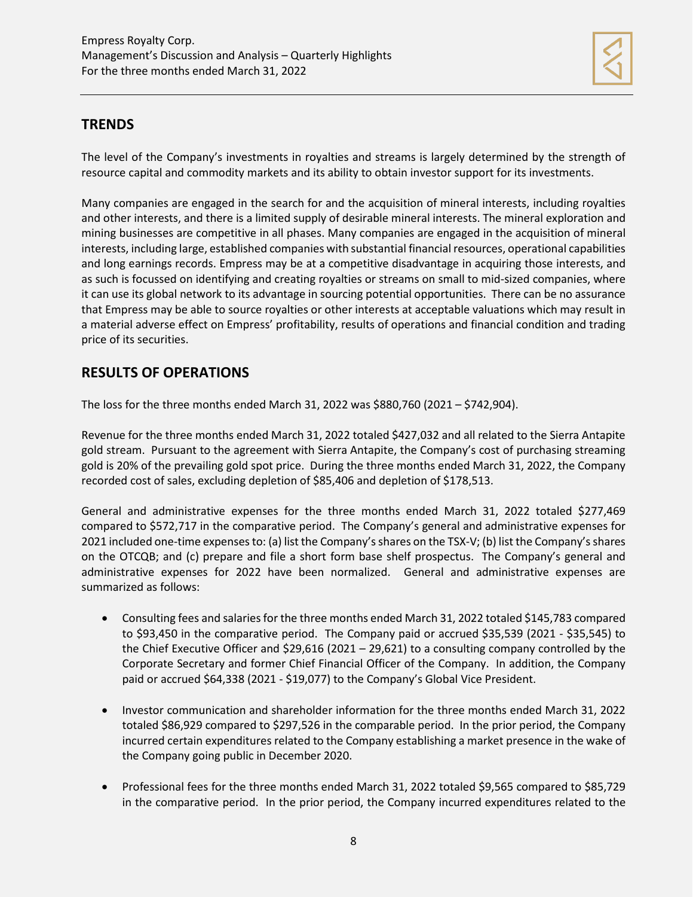## TRENDS

The level of the Company's investments in royalties and streams is largely determined by the strength of resource capital and commodity markets and its ability to obtain investor support for its investments.

Many companies are engaged in the search for and the acquisition of mineral interests, including royalties and other interests, and there is a limited supply of desirable mineral interests. The mineral exploration and mining businesses are competitive in all phases. Many companies are engaged in the acquisition of mineral interests, including large, established companies with substantial financial resources, operational capabilities and long earnings records. Empress may be at a competitive disadvantage in acquiring those interests, and as such is focussed on identifying and creating royalties or streams on small to mid-sized companies, where it can use its global network to its advantage in sourcing potential opportunities. There can be no assurance that Empress may be able to source royalties or other interests at acceptable valuations which may result in a material adverse effect on Empress' profitability, results of operations and financial condition and trading price of its securities.

## RESULTS OF OPERATIONS

The loss for the three months ended March 31, 2022 was $880,760 (2021 – $742,904).

Revenue for the three months ended March 31, 2022 totaled $427,032 and all related to the Sierra Antapite gold stream. Pursuant to the agreement with Sierra Antapite, the Company's cost of purchasing streaming gold is 20% of the prevailing gold spot price. During the three months ended March 31, 2022, the Company recorded cost of sales, excluding depletion of $85,406 and depletion of $178,513.

General and administrative expenses for the three months ended March 31, 2022 totaled $277,469 compared to $572,717 in the comparative period. The Company's general and administrative expenses for 2021 included one-time expenses to: (a) list the Company's shares on the TSX-V; (b) list the Company's shares on the OTCQB; and (c) prepare and file a short form base shelf prospectus. The Company's general and administrative expenses for 2022 have been normalized. General and administrative expenses are summarized as follows:

- Consulting fees and salaries for the three months ended March 31, 2022 totaled $145,783 compared to $93,450 in the comparative period. The Company paid or accrued $35,539 (2021 - $35,545) to the Chief Executive Officer and $29,616 (2021 – 29,621) to a consulting company controlled by the Corporate Secretary and former Chief Financial Officer of the Company. In addition, the Company paid or accrued $64,338 (2021 - $19,077) to the Company's Global Vice President.

- Investor communication and shareholder information for the three months ended March 31, 2022 totaled $86,929 compared to $297,526 in the comparable period. In the prior period, the Company incurred certain expenditures related to the Company establishing a market presence in the wake of the Company going public in December 2020.

- Professional fees for the three months ended March 31, 2022 totaled $9,565 compared to $85,729 in the comparative period. In the prior period, the Company incurred expenditures related to the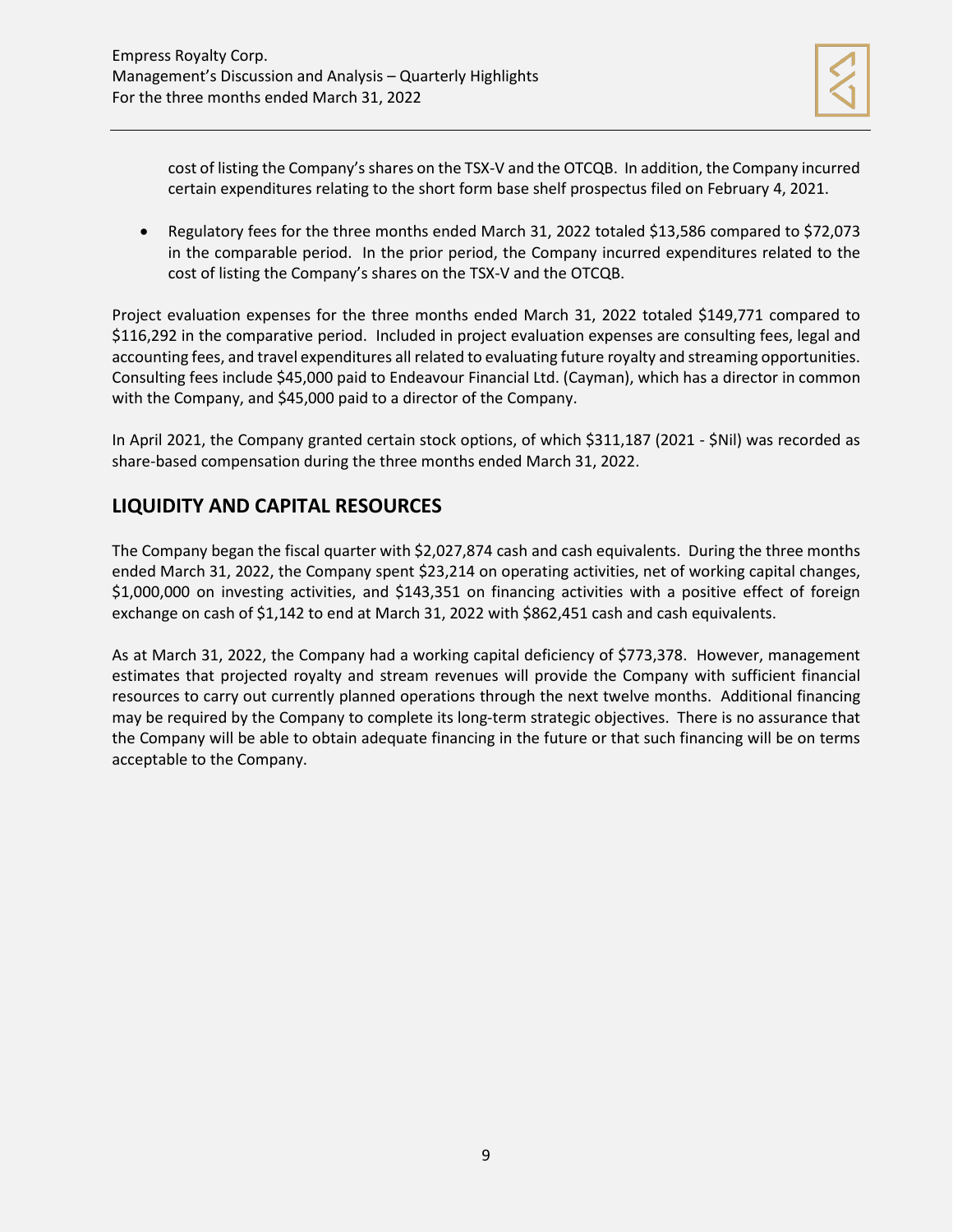cost of listing the Company's shares on the TSX-V and the OTCQB. In addition, the Company incurred certain expenditures relating to the short form base shelf prospectus filed on February 4, 2021.

- Regulatory fees for the three months ended March 31, 2022 totaled $13,586 compared to $72,073 in the comparable period. In the prior period, the Company incurred expenditures related to the cost of listing the Company's shares on the TSX-V and the OTCQB.

Project evaluation expenses for the three months ended March 31, 2022 totaled $149,771 compared to $116,292 in the comparative period. Included in project evaluation expenses are consulting fees, legal and accounting fees, and travel expenditures all related to evaluating future royalty and streaming opportunities. Consulting fees include $45,000 paid to Endeavour Financial Ltd. (Cayman), which has a director in common with the Company, and $45,000 paid to a director of the Company.

In April 2021, the Company granted certain stock options, of which $311,187 (2021 - $Nil) was recorded as share-based compensation during the three months ended March 31, 2022.

## LIQUIDITY AND CAPITAL RESOURCES

The Company began the fiscal quarter with $2,027,874 cash and cash equivalents. During the three months ended March 31, 2022, the Company spent $23,214 on operating activities, net of working capital changes, $1,000,000 on investing activities, and $143,351 on financing activities with a positive effect of foreign exchange on cash of $1,142 to end at March 31, 2022 with $862,451 cash and cash equivalents.

As at March 31, 2022, the Company had a working capital deficiency of $773,378. However, management estimates that projected royalty and stream revenues will provide the Company with sufficient financial resources to carry out currently planned operations through the next twelve months. Additional financing may be required by the Company to complete its long-term strategic objectives. There is no assurance that the Company will be able to obtain adequate financing in the future or that such financing will be on terms acceptable to the Company.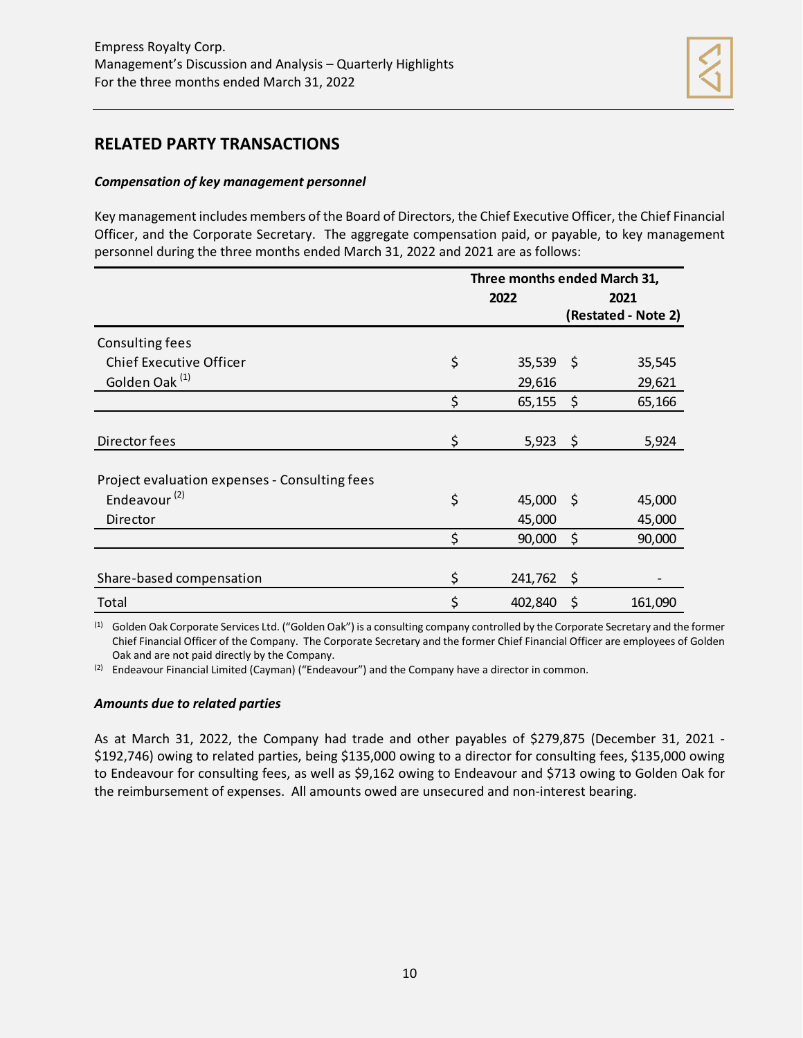## RELATED PARTY TRANSACTIONS

### *Compensation of key management personnel*

Key management includes members of the Board of Directors, the Chief Executive Officer, the Chief Financial Officer, and the Corporate Secretary. The aggregate compensation paid, or payable, to key management personnel during the three months ended March 31, 2022 and 2021 are as follows:

| | Three months ended March 31, | |
|---|---|---|
| | 2022 | 2021 (Restated - Note 2) |
| Consulting fees | | |
| Chief Executive Officer | $ 35,539 | $ 35,545 |
| Golden Oak [(1)] | 29,616 | 29,621 |
| | $ 65,155 | $ 65,166 |
| Director fees | $ 5,923 | $ 5,924 |
| Project evaluation expenses - Consulting fees | | |
| Endeavour [(2)] | $ 45,000 | $ 45,000 |
| Director | 45,000 | 45,000 |
| | $ 90,000 | $ 90,000 |
| Share-based compensation | $ 241,762 | $ - |
| Total | $ 402,840 | $ 161,090 |

(1) Golden Oak Corporate Services Ltd. ("Golden Oak") is a consulting company controlled by the Corporate Secretary and the former Chief Financial Officer of the Company. The Corporate Secretary and the former Chief Financial Officer are employees of Golden Oak and are not paid directly by the Company.

(2) Endeavour Financial Limited (Cayman) ("Endeavour") and the Company have a director in common.

### *Amounts due to related parties*

As at March 31, 2022, the Company had trade and other payables of $279,875 (December 31, 2021 - $192,746) owing to related parties, being $135,000 owing to a director for consulting fees, $135,000 owing to Endeavour for consulting fees, as well as $9,162 owing to Endeavour and $713 owing to Golden Oak for the reimbursement of expenses. All amounts owed are unsecured and non-interest bearing.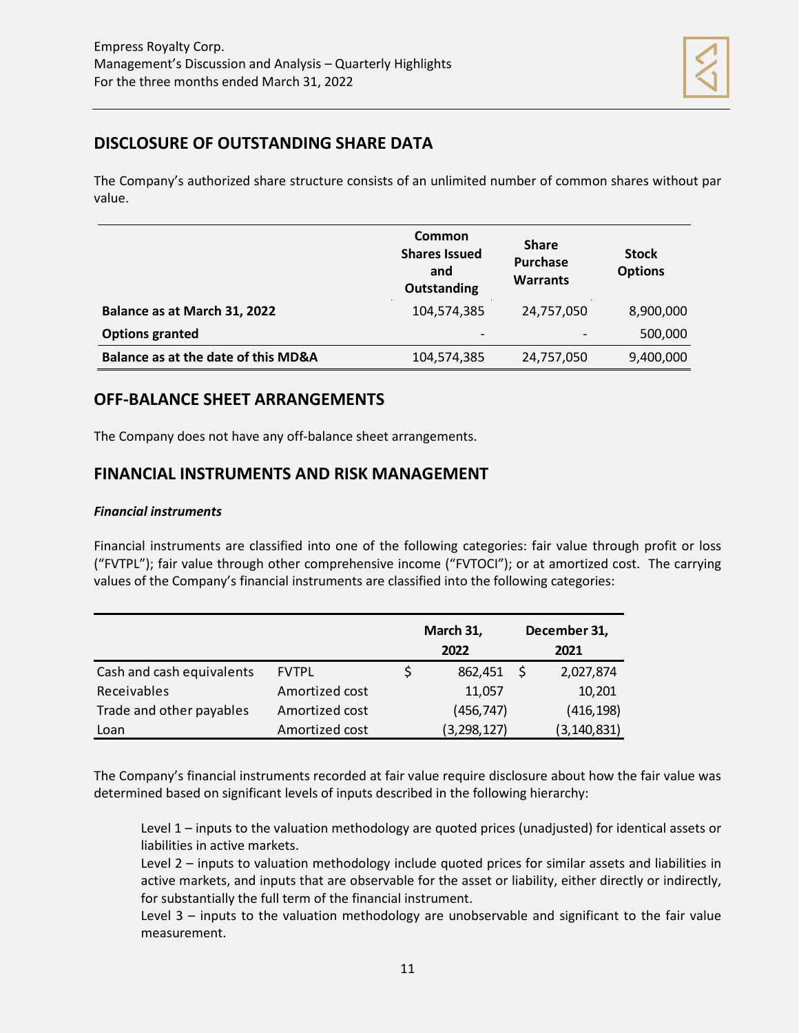## DISCLOSURE OF OUTSTANDING SHARE DATA

The Company's authorized share structure consists of an unlimited number of common shares without par value.

| | Common Shares Issued and Outstanding | Share Purchase Warrants | Stock Options |
|---|---|---|---|
| **Balance as at March 31, 2022** | 104,574,385 | 24,757,050 | 8,900,000 |
| **Options granted** | - | - | 500,000 |
| **Balance as at the date of this MD&A** | 104,574,385 | 24,757,050 | 9,400,000 |

## OFF-BALANCE SHEET ARRANGEMENTS

The Company does not have any off-balance sheet arrangements.

## FINANCIAL INSTRUMENTS AND RISK MANAGEMENT

***Financial instruments***

Financial instruments are classified into one of the following categories: fair value through profit or loss ("FVTPL"); fair value through other comprehensive income ("FVTOCI"); or at amortized cost. The carrying values of the Company's financial instruments are classified into the following categories:

| | | March 31, 2022 | December 31, 2021 |
|---|---|---|---|
| Cash and cash equivalents | FVTPL | $ 862,451 | $ 2,027,874 |
| Receivables | Amortized cost | 11,057 | 10,201 |
| Trade and other payables | Amortized cost | (456,747) | (416,198) |
| Loan | Amortized cost | (3,298,127) | (3,140,831) |

The Company's financial instruments recorded at fair value require disclosure about how the fair value was determined based on significant levels of inputs described in the following hierarchy:

> Level 1 – inputs to the valuation methodology are quoted prices (unadjusted) for identical assets or liabilities in active markets.
> Level 2 – inputs to valuation methodology include quoted prices for similar assets and liabilities in active markets, and inputs that are observable for the asset or liability, either directly or indirectly, for substantially the full term of the financial instrument.
> Level 3 – inputs to the valuation methodology are unobservable and significant to the fair value measurement.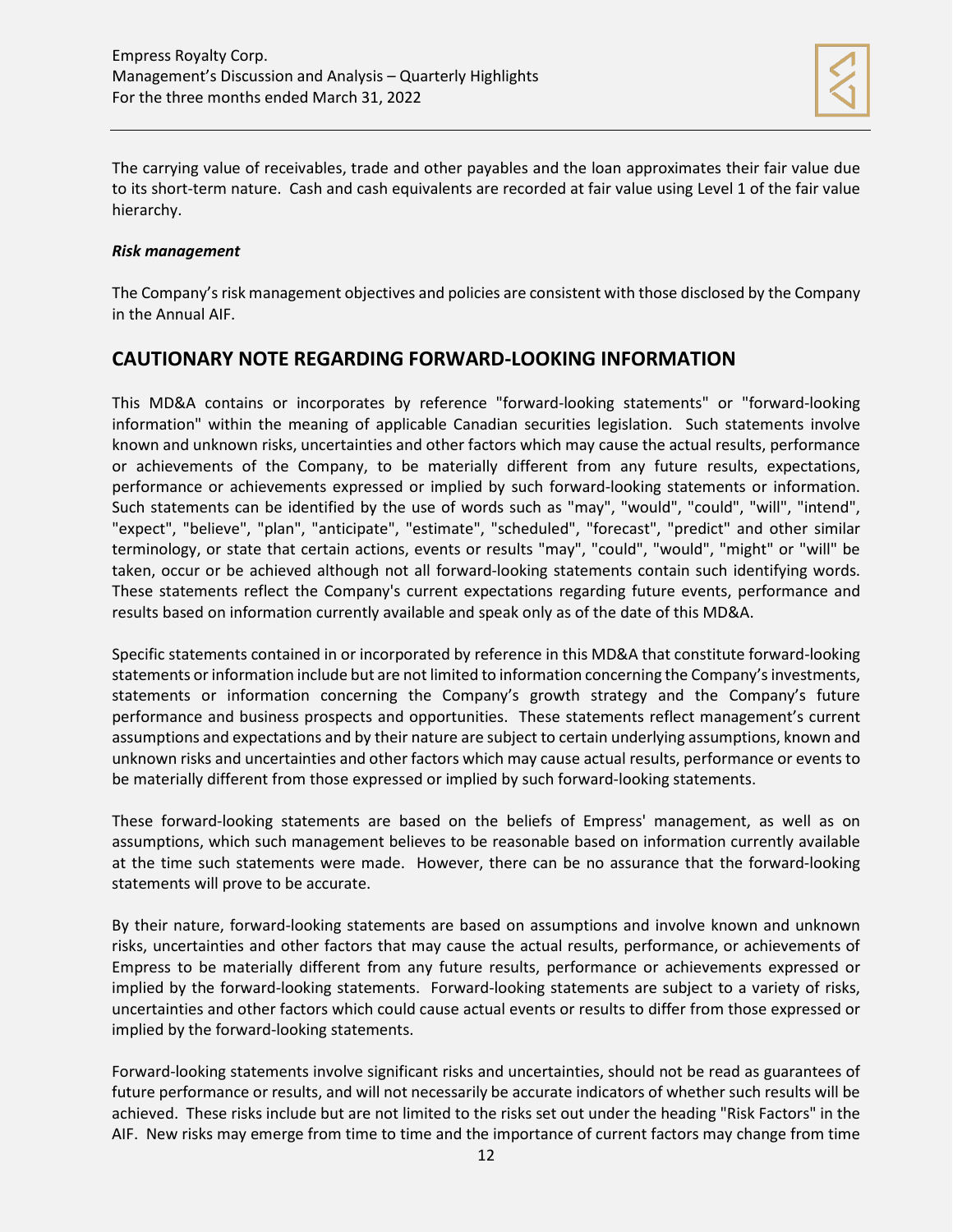The carrying value of receivables, trade and other payables and the loan approximates their fair value due to its short-term nature. Cash and cash equivalents are recorded at fair value using Level 1 of the fair value hierarchy.

***Risk management***

The Company's risk management objectives and policies are consistent with those disclosed by the Company in the Annual AIF.

## CAUTIONARY NOTE REGARDING FORWARD-LOOKING INFORMATION

This MD&A contains or incorporates by reference "forward-looking statements" or "forward-looking information" within the meaning of applicable Canadian securities legislation. Such statements involve known and unknown risks, uncertainties and other factors which may cause the actual results, performance or achievements of the Company, to be materially different from any future results, expectations, performance or achievements expressed or implied by such forward-looking statements or information. Such statements can be identified by the use of words such as "may", "would", "could", "will", "intend", "expect", "believe", "plan", "anticipate", "estimate", "scheduled", "forecast", "predict" and other similar terminology, or state that certain actions, events or results "may", "could", "would", "might" or "will" be taken, occur or be achieved although not all forward-looking statements contain such identifying words. These statements reflect the Company's current expectations regarding future events, performance and results based on information currently available and speak only as of the date of this MD&A.

Specific statements contained in or incorporated by reference in this MD&A that constitute forward-looking statements or information include but are not limited to information concerning the Company's investments, statements or information concerning the Company's growth strategy and the Company's future performance and business prospects and opportunities. These statements reflect management's current assumptions and expectations and by their nature are subject to certain underlying assumptions, known and unknown risks and uncertainties and other factors which may cause actual results, performance or events to be materially different from those expressed or implied by such forward-looking statements.

These forward-looking statements are based on the beliefs of Empress' management, as well as on assumptions, which such management believes to be reasonable based on information currently available at the time such statements were made. However, there can be no assurance that the forward-looking statements will prove to be accurate.

By their nature, forward-looking statements are based on assumptions and involve known and unknown risks, uncertainties and other factors that may cause the actual results, performance, or achievements of Empress to be materially different from any future results, performance or achievements expressed or implied by the forward-looking statements. Forward-looking statements are subject to a variety of risks, uncertainties and other factors which could cause actual events or results to differ from those expressed or implied by the forward-looking statements.

Forward-looking statements involve significant risks and uncertainties, should not be read as guarantees of future performance or results, and will not necessarily be accurate indicators of whether such results will be achieved. These risks include but are not limited to the risks set out under the heading "Risk Factors" in the AIF. New risks may emerge from time to time and the importance of current factors may change from time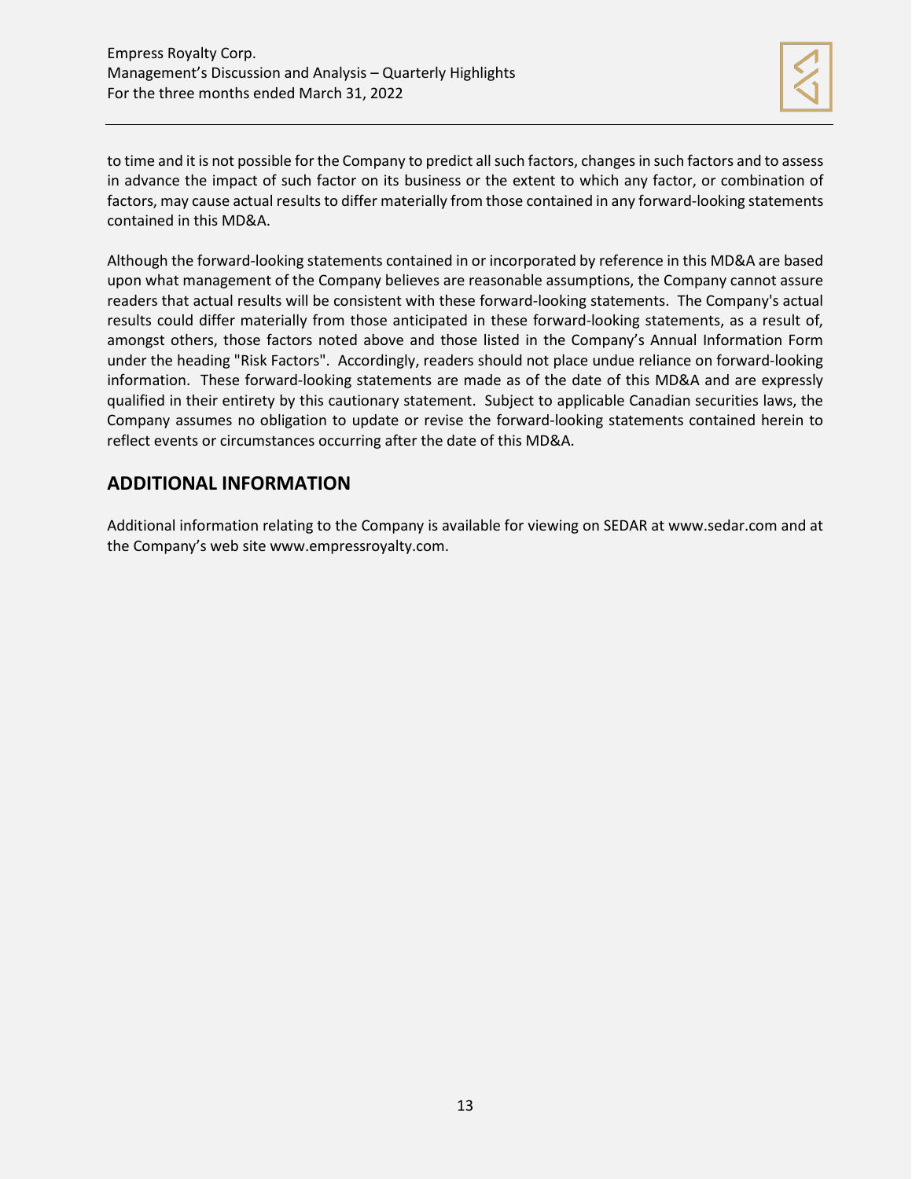to time and it is not possible for the Company to predict all such factors, changes in such factors and to assess in advance the impact of such factor on its business or the extent to which any factor, or combination of factors, may cause actual results to differ materially from those contained in any forward-looking statements contained in this MD&A.

Although the forward-looking statements contained in or incorporated by reference in this MD&A are based upon what management of the Company believes are reasonable assumptions, the Company cannot assure readers that actual results will be consistent with these forward-looking statements. The Company's actual results could differ materially from those anticipated in these forward-looking statements, as a result of, amongst others, those factors noted above and those listed in the Company's Annual Information Form under the heading "Risk Factors". Accordingly, readers should not place undue reliance on forward-looking information. These forward-looking statements are made as of the date of this MD&A and are expressly qualified in their entirety by this cautionary statement. Subject to applicable Canadian securities laws, the Company assumes no obligation to update or revise the forward-looking statements contained herein to reflect events or circumstances occurring after the date of this MD&A.

## ADDITIONAL INFORMATION

Additional information relating to the Company is available for viewing on SEDAR at www.sedar.com and at the Company's web site www.empressroyalty.com.